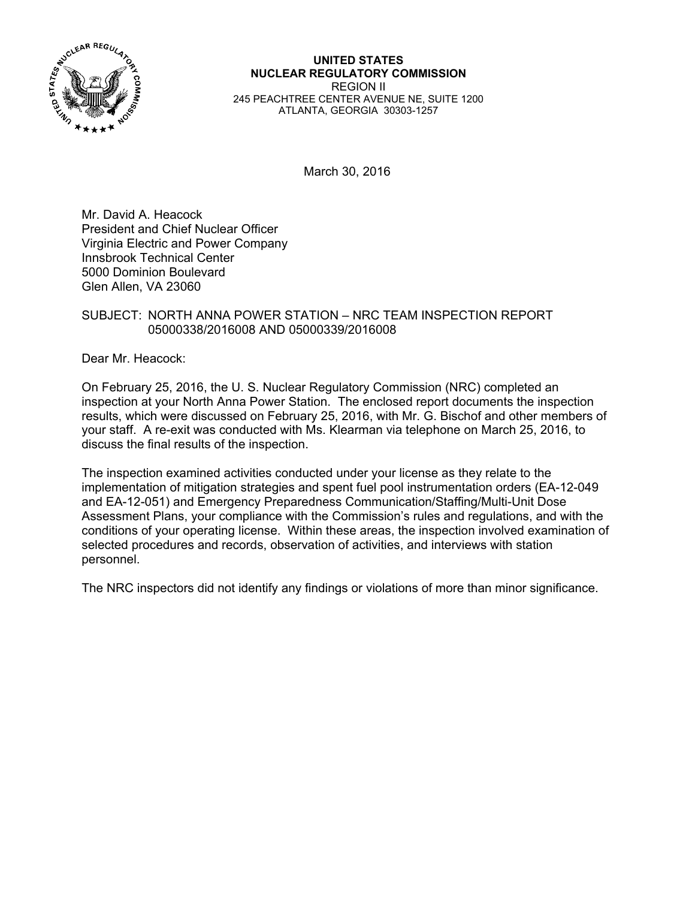**UNITED STATES**
**NUCLEAR REGULATORY COMMISSION**
REGION II
245 PEACHTREE CENTER AVENUE NE, SUITE 1200
ATLANTA, GEORGIA 30303-1257

March 30, 2016

Mr. David A. Heacock
President and Chief Nuclear Officer
Virginia Electric and Power Company
Innsbrook Technical Center
5000 Dominion Boulevard
Glen Allen, VA 23060

SUBJECT: NORTH ANNA POWER STATION – NRC TEAM INSPECTION REPORT 05000338/2016008 AND 05000339/2016008

Dear Mr. Heacock:

On February 25, 2016, the U. S. Nuclear Regulatory Commission (NRC) completed an inspection at your North Anna Power Station. The enclosed report documents the inspection results, which were discussed on February 25, 2016, with Mr. G. Bischof and other members of your staff. A re-exit was conducted with Ms. Klearman via telephone on March 25, 2016, to discuss the final results of the inspection.

The inspection examined activities conducted under your license as they relate to the implementation of mitigation strategies and spent fuel pool instrumentation orders (EA-12-049 and EA-12-051) and Emergency Preparedness Communication/Staffing/Multi-Unit Dose Assessment Plans, your compliance with the Commission's rules and regulations, and with the conditions of your operating license. Within these areas, the inspection involved examination of selected procedures and records, observation of activities, and interviews with station personnel.

The NRC inspectors did not identify any findings or violations of more than minor significance.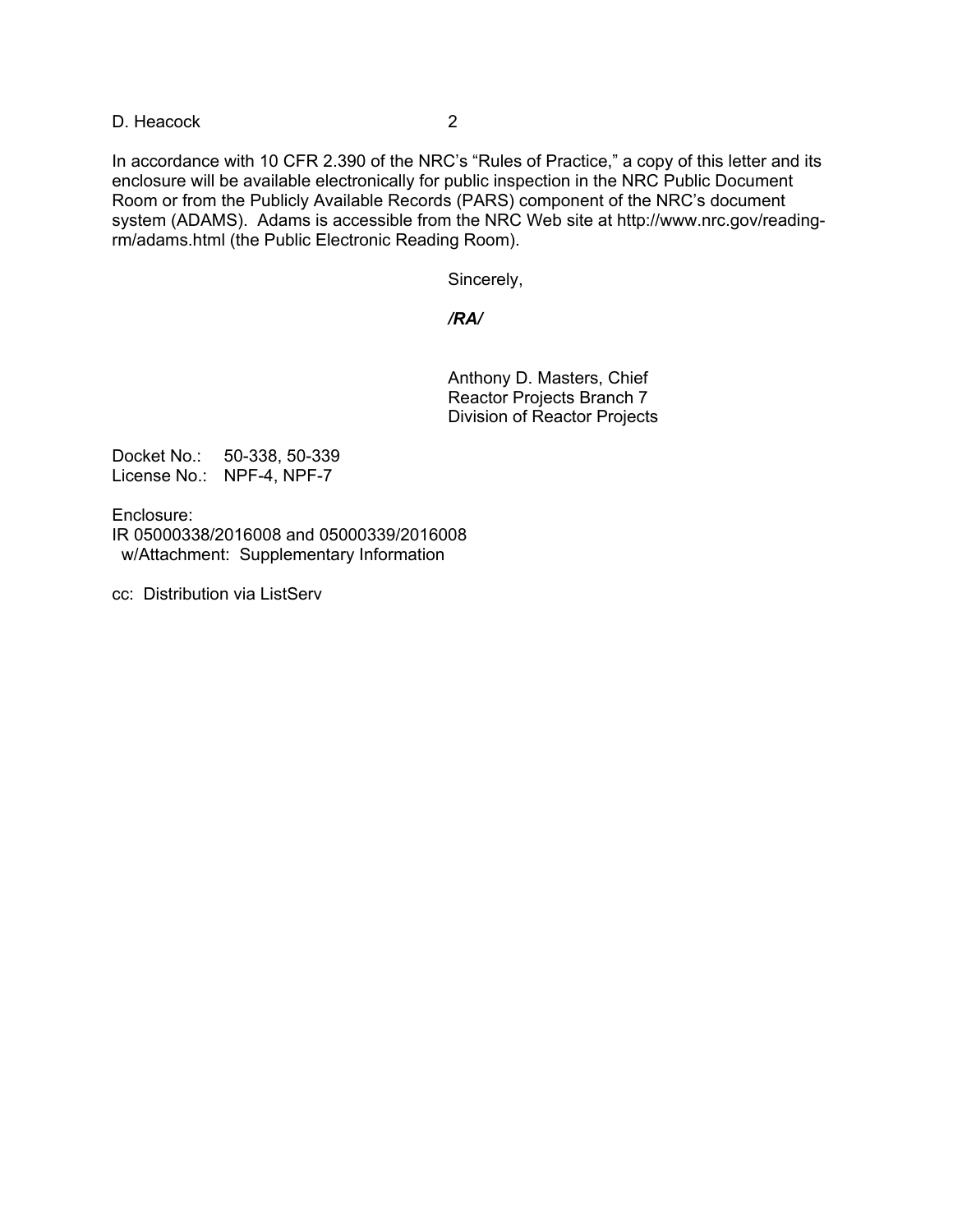In accordance with 10 CFR 2.390 of the NRC's "Rules of Practice," a copy of this letter and its enclosure will be available electronically for public inspection in the NRC Public Document Room or from the Publicly Available Records (PARS) component of the NRC's document system (ADAMS). Adams is accessible from the NRC Web site at http://www.nrc.gov/reading-rm/adams.html (the Public Electronic Reading Room).

Sincerely,

***/RA/***

Anthony D. Masters, Chief
Reactor Projects Branch 7
Division of Reactor Projects

Docket No.: 50-338, 50-339
License No.: NPF-4, NPF-7

Enclosure:
IR 05000338/2016008 and 05000339/2016008
w/Attachment: Supplementary Information

cc: Distribution via ListServ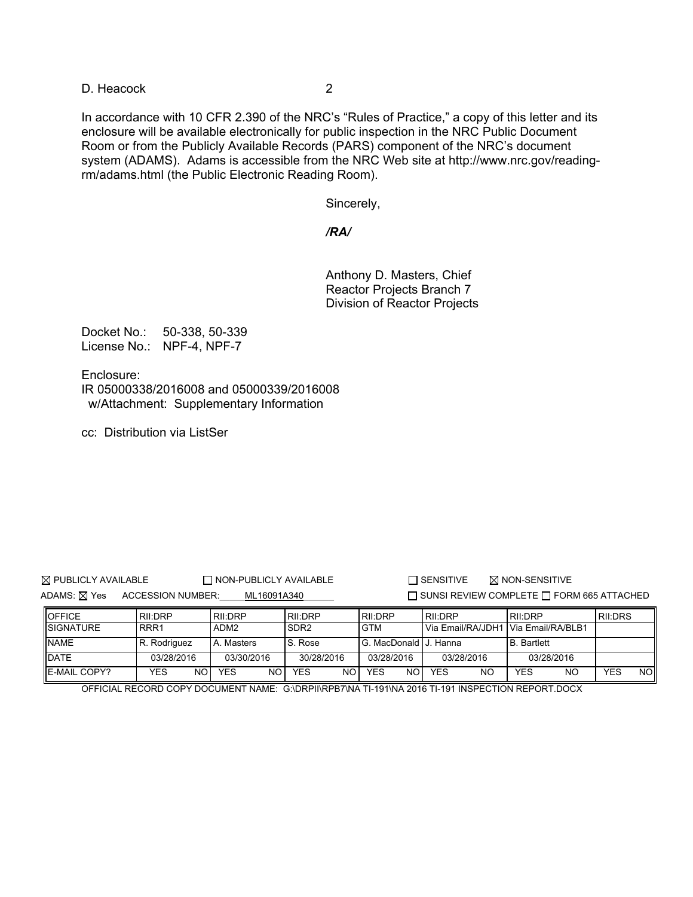D. Heacock

In accordance with 10 CFR 2.390 of the NRC's "Rules of Practice," a copy of this letter and its enclosure will be available electronically for public inspection in the NRC Public Document Room or from the Publicly Available Records (PARS) component of the NRC's document system (ADAMS). Adams is accessible from the NRC Web site at http://www.nrc.gov/reading-rm/adams.html (the Public Electronic Reading Room).

Sincerely,

*/RA/*

Anthony D. Masters, Chief
Reactor Projects Branch 7
Division of Reactor Projects

Docket No.: 50-338, 50-339
License No.: NPF-4, NPF-7

Enclosure:
IR 05000338/2016008 and 05000339/2016008
w/Attachment: Supplementary Information

cc: Distribution via ListSer

☒ PUBLICLY AVAILABLE ☐ NON-PUBLICLY AVAILABLE ☐ SENSITIVE ☒ NON-SENSITIVE

ADAMS: ☒ Yes ACCESSION NUMBER: ML16091A340 ☐ SUNSI REVIEW COMPLETE ☐ FORM 665 ATTACHED

| OFFICE | RII:DRP | | RII:DRP | | RII:DRP | | RII:DRP | | RII:DRP | | RII:DRP | | RII:DRS | |
|---|---|---|---|---|---|---|---|---|---|---|---|---|---|---|
| SIGNATURE | RRR1 | | ADM2 | | SDR2 | | GTM | | Via Email/RA/JDH1 | | Via Email/RA/BLB1 | | | |
| NAME | R. Rodriguez | | A. Masters | | S. Rose | | G. MacDonald | | J. Hanna | | B. Bartlett | | | |
| DATE | 03/28/2016 | | 03/30/2016 | | 30/28/2016 | | 03/28/2016 | | 03/28/2016 | | 03/28/2016 | | | |
| E-MAIL COPY? | YES | NO | YES | NO | YES | NO | YES | NO | YES | NO | YES | NO | YES | NO |

OFFICIAL RECORD COPY DOCUMENT NAME: G:\DRPII\RPB7\NA TI-191\NA 2016 TI-191 INSPECTION REPORT.DOCX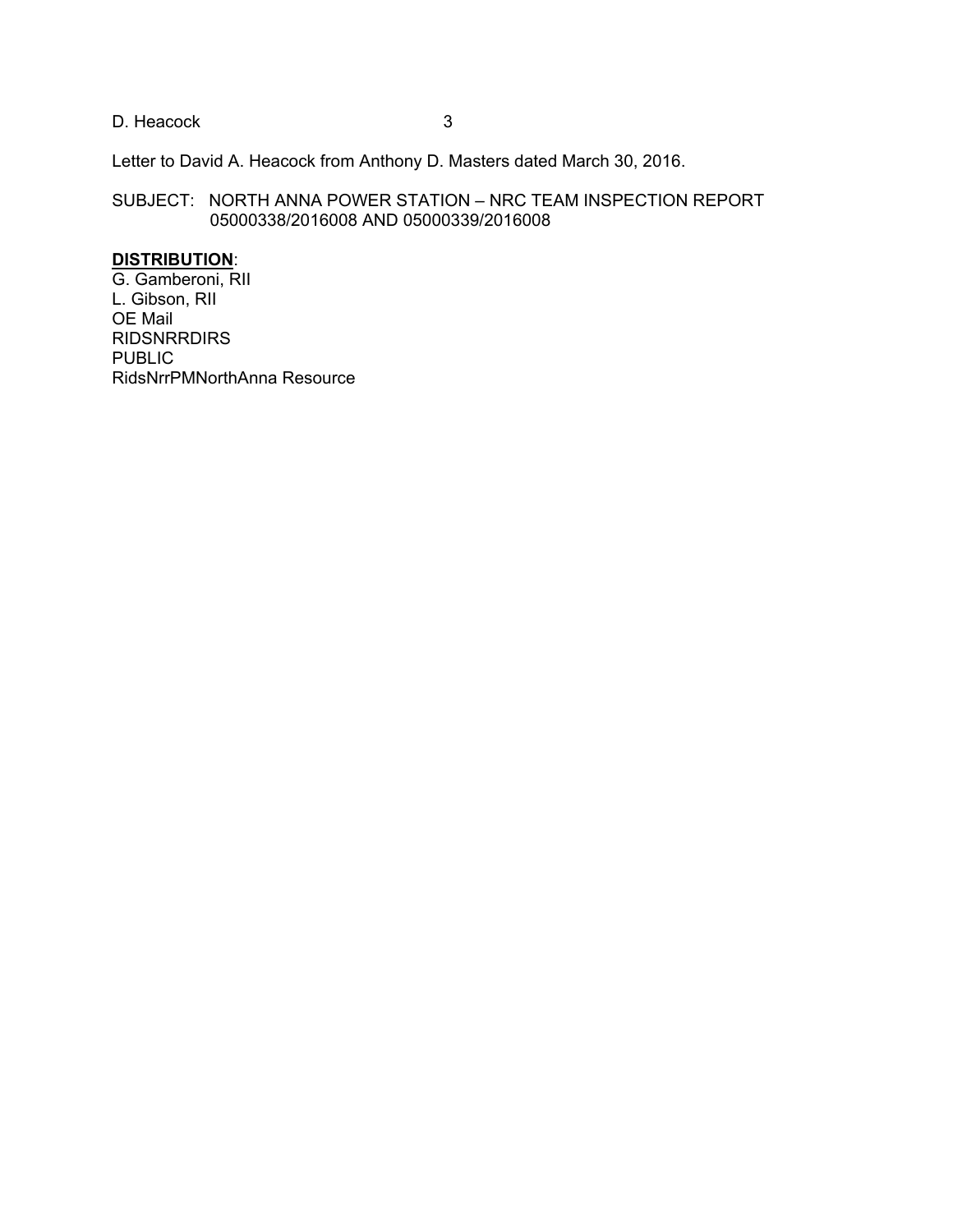Letter to David A. Heacock from Anthony D. Masters dated March 30, 2016.

SUBJECT: NORTH ANNA POWER STATION – NRC TEAM INSPECTION REPORT 05000338/2016008 AND 05000339/2016008

**DISTRIBUTION**:
G. Gamberoni, RII
L. Gibson, RII
OE Mail
RIDSNRRDIRS
PUBLIC
RidsNrrPMNorthAnna Resource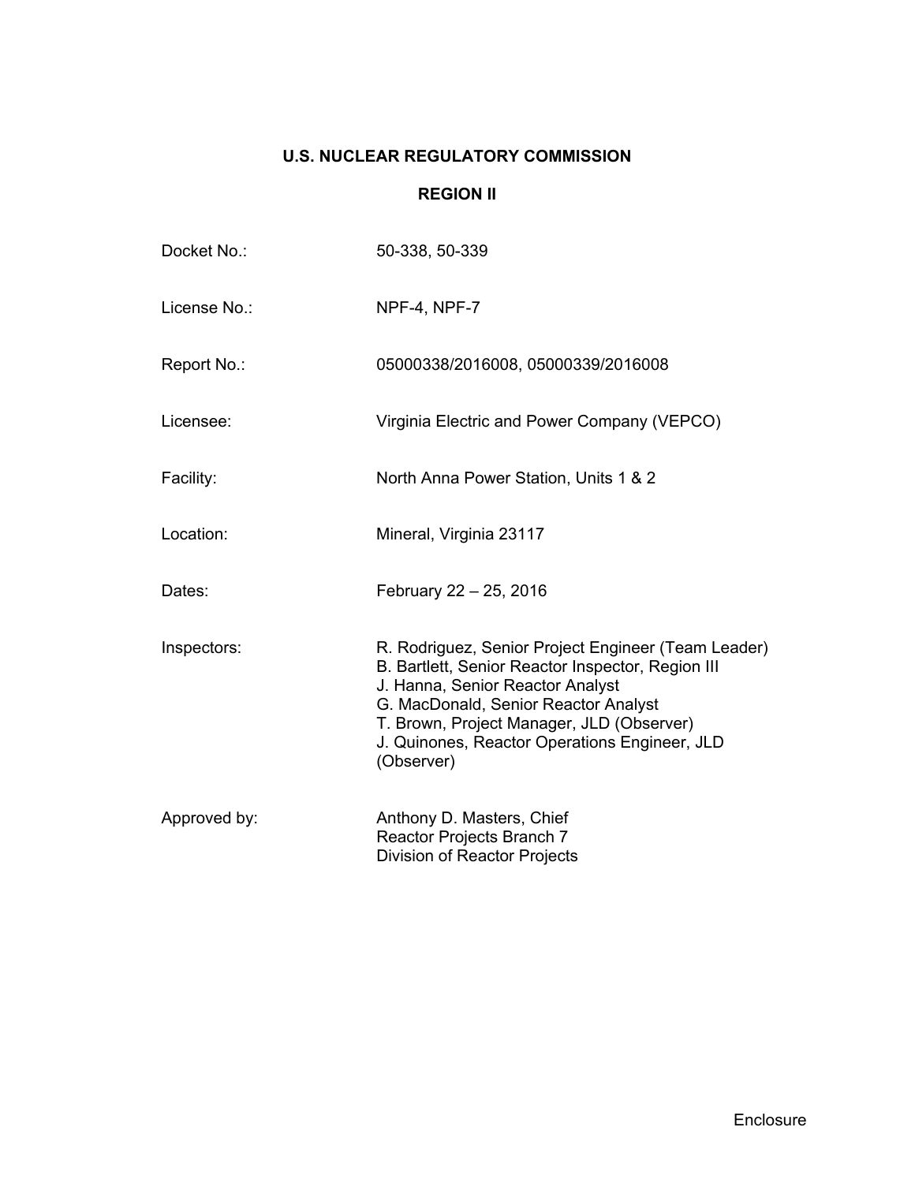**U.S. NUCLEAR REGULATORY COMMISSION**

**REGION II**

| | |
|---|---|
| Docket No.: | 50-338, 50-339 |
| License No.: | NPF-4, NPF-7 |
| Report No.: | 05000338/2016008, 05000339/2016008 |
| Licensee: | Virginia Electric and Power Company (VEPCO) |
| Facility: | North Anna Power Station, Units 1 & 2 |
| Location: | Mineral, Virginia 23117 |
| Dates: | February 22 – 25, 2016 |
| Inspectors: | R. Rodriguez, Senior Project Engineer (Team Leader)<br>B. Bartlett, Senior Reactor Inspector, Region III<br>J. Hanna, Senior Reactor Analyst<br>G. MacDonald, Senior Reactor Analyst<br>T. Brown, Project Manager, JLD (Observer)<br>J. Quinones, Reactor Operations Engineer, JLD (Observer) |
| Approved by: | Anthony D. Masters, Chief<br>Reactor Projects Branch 7<br>Division of Reactor Projects |

Enclosure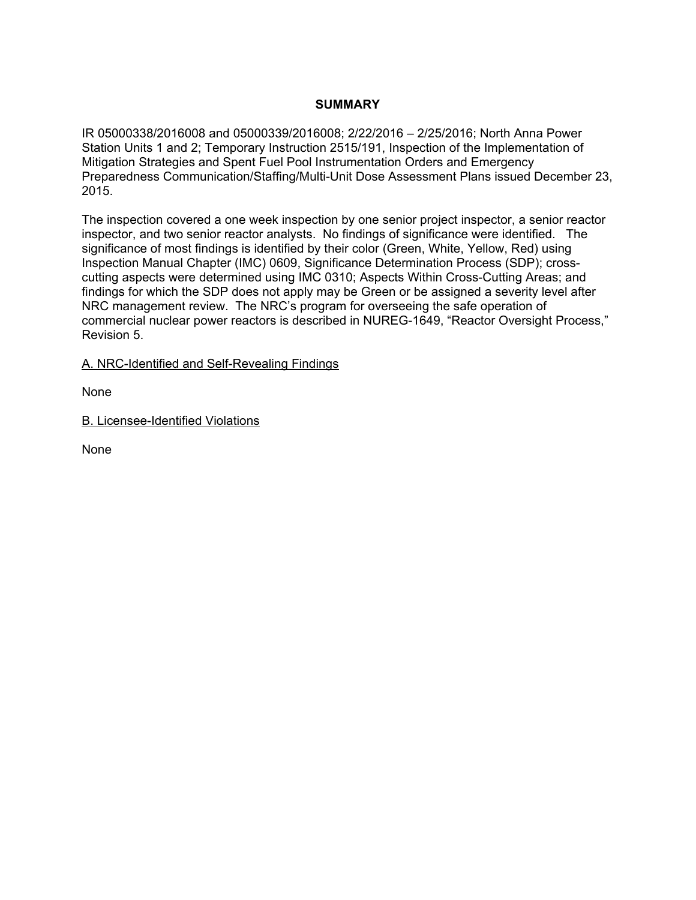## SUMMARY

IR 05000338/2016008 and 05000339/2016008; 2/22/2016 – 2/25/2016; North Anna Power Station Units 1 and 2; Temporary Instruction 2515/191, Inspection of the Implementation of Mitigation Strategies and Spent Fuel Pool Instrumentation Orders and Emergency Preparedness Communication/Staffing/Multi-Unit Dose Assessment Plans issued December 23, 2015.

The inspection covered a one week inspection by one senior project inspector, a senior reactor inspector, and two senior reactor analysts. No findings of significance were identified. The significance of most findings is identified by their color (Green, White, Yellow, Red) using Inspection Manual Chapter (IMC) 0609, Significance Determination Process (SDP); cross-cutting aspects were determined using IMC 0310; Aspects Within Cross-Cutting Areas; and findings for which the SDP does not apply may be Green or be assigned a severity level after NRC management review. The NRC's program for overseeing the safe operation of commercial nuclear power reactors is described in NUREG-1649, "Reactor Oversight Process," Revision 5.

A. NRC-Identified and Self-Revealing Findings

None

B. Licensee-Identified Violations

None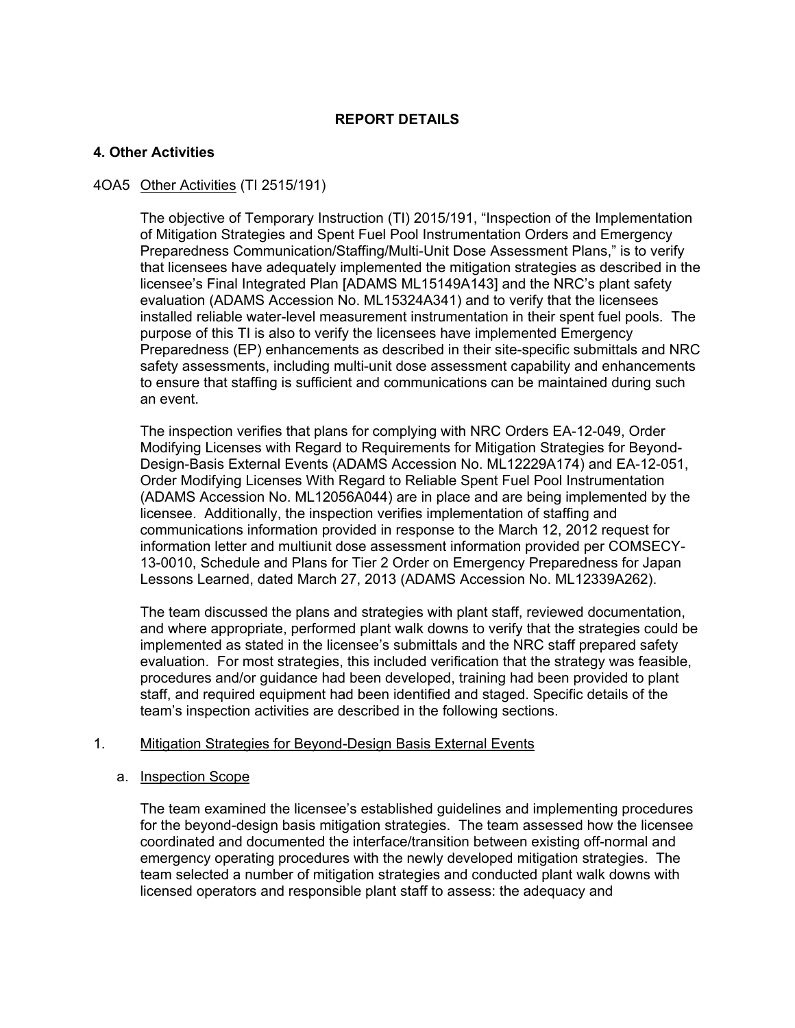**REPORT DETAILS**

**4. Other Activities**

4OA5 Other Activities (TI 2515/191)

The objective of Temporary Instruction (TI) 2015/191, "Inspection of the Implementation of Mitigation Strategies and Spent Fuel Pool Instrumentation Orders and Emergency Preparedness Communication/Staffing/Multi-Unit Dose Assessment Plans," is to verify that licensees have adequately implemented the mitigation strategies as described in the licensee's Final Integrated Plan [ADAMS ML15149A143] and the NRC's plant safety evaluation (ADAMS Accession No. ML15324A341) and to verify that the licensees installed reliable water-level measurement instrumentation in their spent fuel pools. The purpose of this TI is also to verify the licensees have implemented Emergency Preparedness (EP) enhancements as described in their site-specific submittals and NRC safety assessments, including multi-unit dose assessment capability and enhancements to ensure that staffing is sufficient and communications can be maintained during such an event.

The inspection verifies that plans for complying with NRC Orders EA-12-049, Order Modifying Licenses with Regard to Requirements for Mitigation Strategies for Beyond-Design-Basis External Events (ADAMS Accession No. ML12229A174) and EA-12-051, Order Modifying Licenses With Regard to Reliable Spent Fuel Pool Instrumentation (ADAMS Accession No. ML12056A044) are in place and are being implemented by the licensee. Additionally, the inspection verifies implementation of staffing and communications information provided in response to the March 12, 2012 request for information letter and multiunit dose assessment information provided per COMSECY-13-0010, Schedule and Plans for Tier 2 Order on Emergency Preparedness for Japan Lessons Learned, dated March 27, 2013 (ADAMS Accession No. ML12339A262).

The team discussed the plans and strategies with plant staff, reviewed documentation, and where appropriate, performed plant walk downs to verify that the strategies could be implemented as stated in the licensee's submittals and the NRC staff prepared safety evaluation. For most strategies, this included verification that the strategy was feasible, procedures and/or guidance had been developed, training had been provided to plant staff, and required equipment had been identified and staged. Specific details of the team's inspection activities are described in the following sections.

1. Mitigation Strategies for Beyond-Design Basis External Events

a. Inspection Scope

The team examined the licensee's established guidelines and implementing procedures for the beyond-design basis mitigation strategies. The team assessed how the licensee coordinated and documented the interface/transition between existing off-normal and emergency operating procedures with the newly developed mitigation strategies. The team selected a number of mitigation strategies and conducted plant walk downs with licensed operators and responsible plant staff to assess: the adequacy and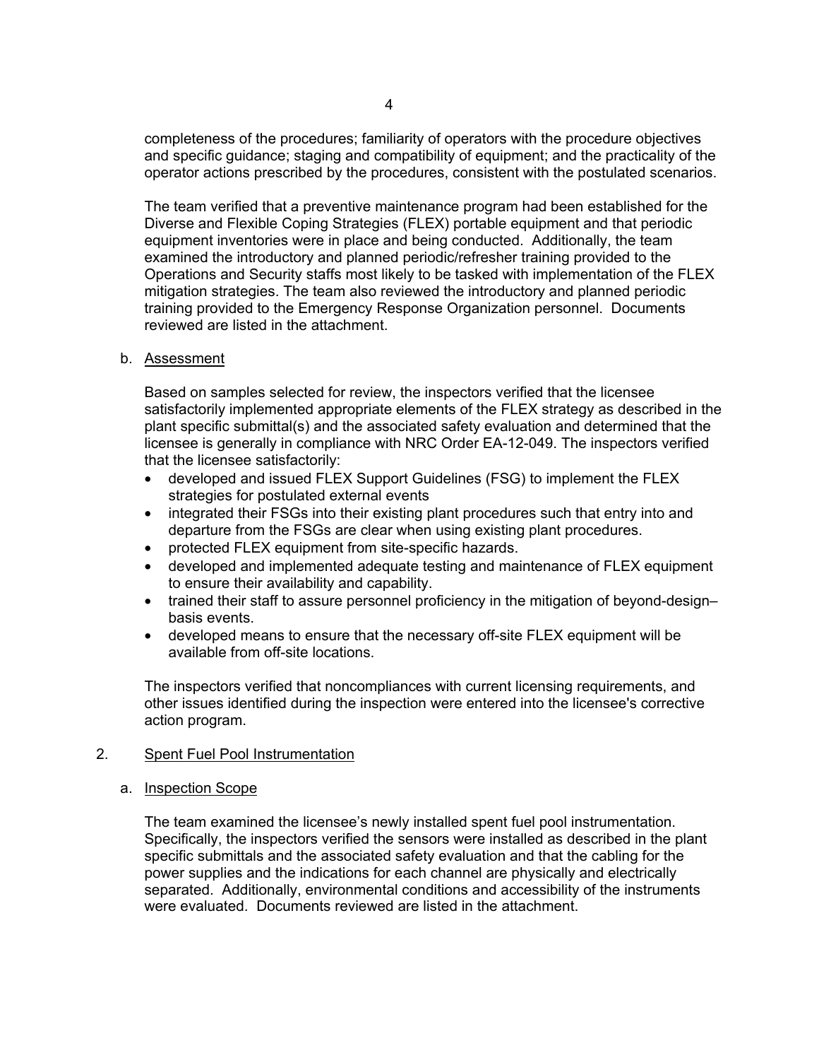completeness of the procedures; familiarity of operators with the procedure objectives and specific guidance; staging and compatibility of equipment; and the practicality of the operator actions prescribed by the procedures, consistent with the postulated scenarios.

The team verified that a preventive maintenance program had been established for the Diverse and Flexible Coping Strategies (FLEX) portable equipment and that periodic equipment inventories were in place and being conducted. Additionally, the team examined the introductory and planned periodic/refresher training provided to the Operations and Security staffs most likely to be tasked with implementation of the FLEX mitigation strategies. The team also reviewed the introductory and planned periodic training provided to the Emergency Response Organization personnel. Documents reviewed are listed in the attachment.

b. Assessment

Based on samples selected for review, the inspectors verified that the licensee satisfactorily implemented appropriate elements of the FLEX strategy as described in the plant specific submittal(s) and the associated safety evaluation and determined that the licensee is generally in compliance with NRC Order EA-12-049. The inspectors verified that the licensee satisfactorily:

- developed and issued FLEX Support Guidelines (FSG) to implement the FLEX strategies for postulated external events
- integrated their FSGs into their existing plant procedures such that entry into and departure from the FSGs are clear when using existing plant procedures.
- protected FLEX equipment from site-specific hazards.
- developed and implemented adequate testing and maintenance of FLEX equipment to ensure their availability and capability.
- trained their staff to assure personnel proficiency in the mitigation of beyond-design–basis events.
- developed means to ensure that the necessary off-site FLEX equipment will be available from off-site locations.

The inspectors verified that noncompliances with current licensing requirements, and other issues identified during the inspection were entered into the licensee's corrective action program.

2. Spent Fuel Pool Instrumentation

a. Inspection Scope

The team examined the licensee's newly installed spent fuel pool instrumentation. Specifically, the inspectors verified the sensors were installed as described in the plant specific submittals and the associated safety evaluation and that the cabling for the power supplies and the indications for each channel are physically and electrically separated. Additionally, environmental conditions and accessibility of the instruments were evaluated. Documents reviewed are listed in the attachment.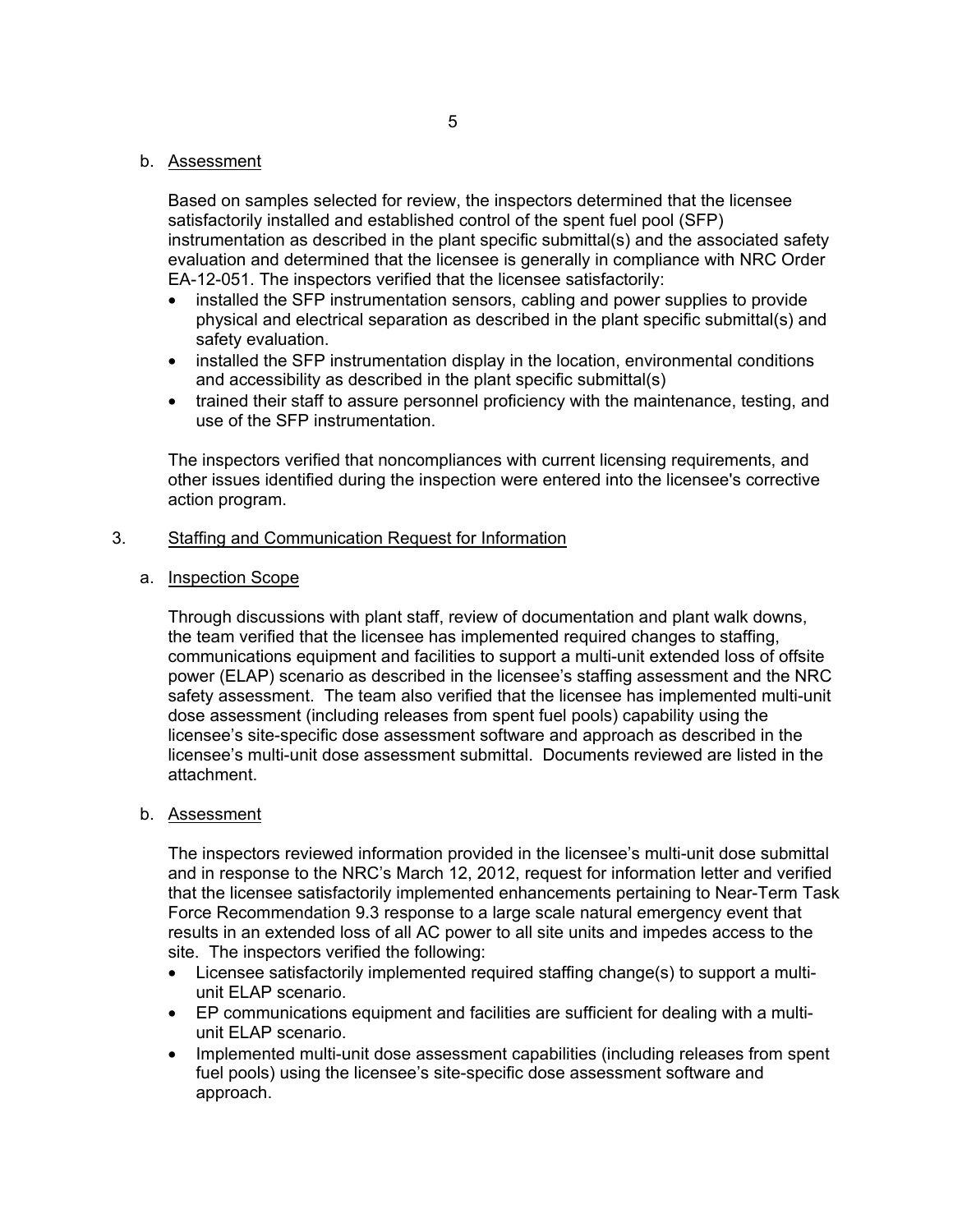b. Assessment

Based on samples selected for review, the inspectors determined that the licensee satisfactorily installed and established control of the spent fuel pool (SFP) instrumentation as described in the plant specific submittal(s) and the associated safety evaluation and determined that the licensee is generally in compliance with NRC Order EA-12-051. The inspectors verified that the licensee satisfactorily:

- installed the SFP instrumentation sensors, cabling and power supplies to provide physical and electrical separation as described in the plant specific submittal(s) and safety evaluation.
- installed the SFP instrumentation display in the location, environmental conditions and accessibility as described in the plant specific submittal(s)
- trained their staff to assure personnel proficiency with the maintenance, testing, and use of the SFP instrumentation.

The inspectors verified that noncompliances with current licensing requirements, and other issues identified during the inspection were entered into the licensee's corrective action program.

3. Staffing and Communication Request for Information

a. Inspection Scope

Through discussions with plant staff, review of documentation and plant walk downs, the team verified that the licensee has implemented required changes to staffing, communications equipment and facilities to support a multi-unit extended loss of offsite power (ELAP) scenario as described in the licensee's staffing assessment and the NRC safety assessment. The team also verified that the licensee has implemented multi-unit dose assessment (including releases from spent fuel pools) capability using the licensee's site-specific dose assessment software and approach as described in the licensee's multi-unit dose assessment submittal. Documents reviewed are listed in the attachment.

b. Assessment

The inspectors reviewed information provided in the licensee's multi-unit dose submittal and in response to the NRC's March 12, 2012, request for information letter and verified that the licensee satisfactorily implemented enhancements pertaining to Near-Term Task Force Recommendation 9.3 response to a large scale natural emergency event that results in an extended loss of all AC power to all site units and impedes access to the site. The inspectors verified the following:

- Licensee satisfactorily implemented required staffing change(s) to support a multi-unit ELAP scenario.
- EP communications equipment and facilities are sufficient for dealing with a multi-unit ELAP scenario.
- Implemented multi-unit dose assessment capabilities (including releases from spent fuel pools) using the licensee's site-specific dose assessment software and approach.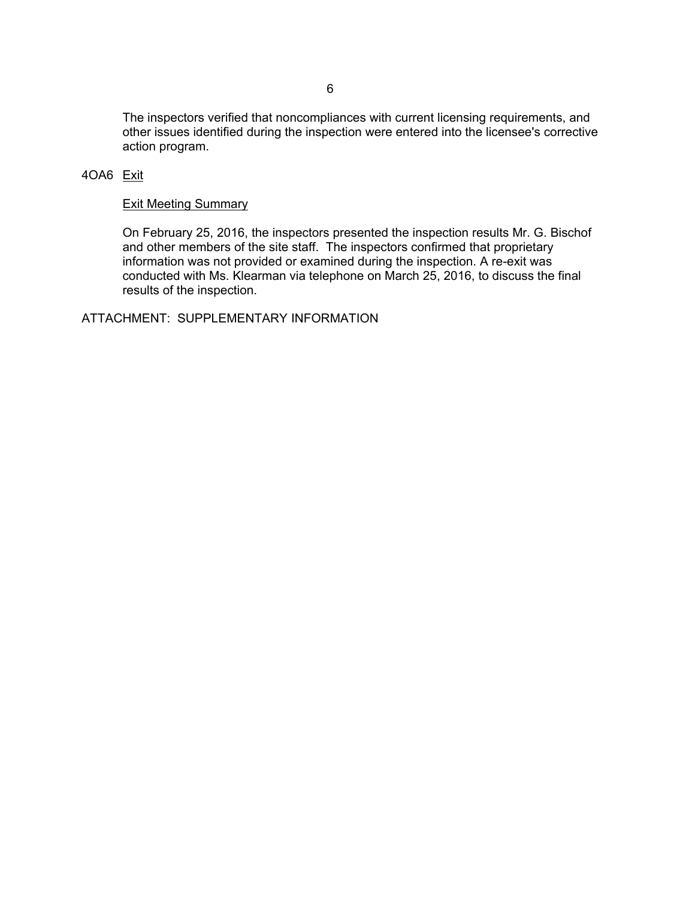The inspectors verified that noncompliances with current licensing requirements, and other issues identified during the inspection were entered into the licensee's corrective action program.

## 4OA6 Exit

### Exit Meeting Summary

On February 25, 2016, the inspectors presented the inspection results Mr. G. Bischof and other members of the site staff. The inspectors confirmed that proprietary information was not provided or examined during the inspection. A re-exit was conducted with Ms. Klearman via telephone on March 25, 2016, to discuss the final results of the inspection.

ATTACHMENT: SUPPLEMENTARY INFORMATION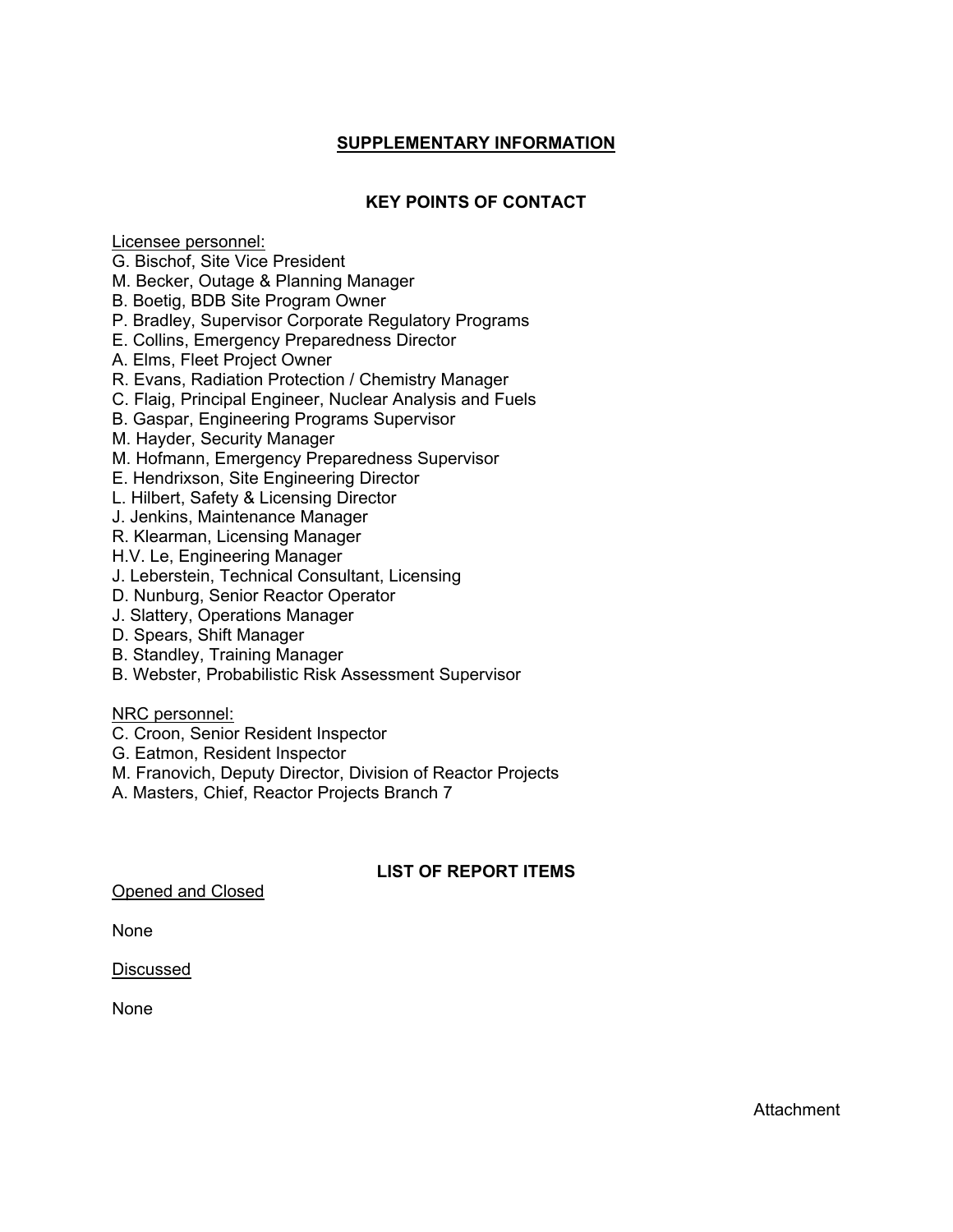## SUPPLEMENTARY INFORMATION

### KEY POINTS OF CONTACT

Licensee personnel:

G. Bischof, Site Vice President
M. Becker, Outage & Planning Manager
B. Boetig, BDB Site Program Owner
P. Bradley, Supervisor Corporate Regulatory Programs
E. Collins, Emergency Preparedness Director
A. Elms, Fleet Project Owner
R. Evans, Radiation Protection / Chemistry Manager
C. Flaig, Principal Engineer, Nuclear Analysis and Fuels
B. Gaspar, Engineering Programs Supervisor
M. Hayder, Security Manager
M. Hofmann, Emergency Preparedness Supervisor
E. Hendrixson, Site Engineering Director
L. Hilbert, Safety & Licensing Director
J. Jenkins, Maintenance Manager
R. Klearman, Licensing Manager
H.V. Le, Engineering Manager
J. Leberstein, Technical Consultant, Licensing
D. Nunburg, Senior Reactor Operator
J. Slattery, Operations Manager
D. Spears, Shift Manager
B. Standley, Training Manager
B. Webster, Probabilistic Risk Assessment Supervisor

NRC personnel:

C. Croon, Senior Resident Inspector
G. Eatmon, Resident Inspector
M. Franovich, Deputy Director, Division of Reactor Projects
A. Masters, Chief, Reactor Projects Branch 7

### LIST OF REPORT ITEMS

Opened and Closed

None

Discussed

None

Attachment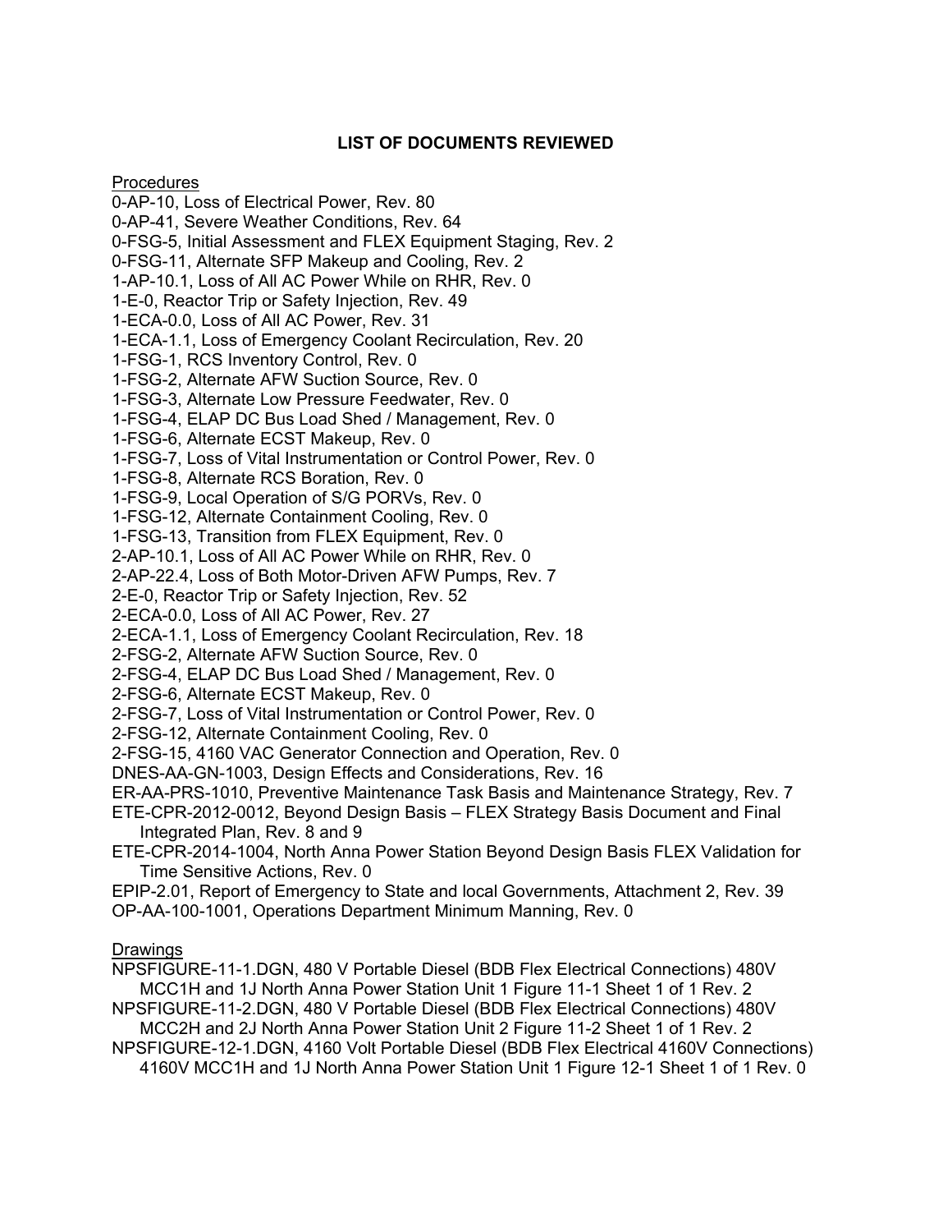**LIST OF DOCUMENTS REVIEWED**

Procedures

0-AP-10, Loss of Electrical Power, Rev. 80
0-AP-41, Severe Weather Conditions, Rev. 64
0-FSG-5, Initial Assessment and FLEX Equipment Staging, Rev. 2
0-FSG-11, Alternate SFP Makeup and Cooling, Rev. 2
1-AP-10.1, Loss of All AC Power While on RHR, Rev. 0
1-E-0, Reactor Trip or Safety Injection, Rev. 49
1-ECA-0.0, Loss of All AC Power, Rev. 31
1-ECA-1.1, Loss of Emergency Coolant Recirculation, Rev. 20
1-FSG-1, RCS Inventory Control, Rev. 0
1-FSG-2, Alternate AFW Suction Source, Rev. 0
1-FSG-3, Alternate Low Pressure Feedwater, Rev. 0
1-FSG-4, ELAP DC Bus Load Shed / Management, Rev. 0
1-FSG-6, Alternate ECST Makeup, Rev. 0
1-FSG-7, Loss of Vital Instrumentation or Control Power, Rev. 0
1-FSG-8, Alternate RCS Boration, Rev. 0
1-FSG-9, Local Operation of S/G PORVs, Rev. 0
1-FSG-12, Alternate Containment Cooling, Rev. 0
1-FSG-13, Transition from FLEX Equipment, Rev. 0
2-AP-10.1, Loss of All AC Power While on RHR, Rev. 0
2-AP-22.4, Loss of Both Motor-Driven AFW Pumps, Rev. 7
2-E-0, Reactor Trip or Safety Injection, Rev. 52
2-ECA-0.0, Loss of All AC Power, Rev. 27
2-ECA-1.1, Loss of Emergency Coolant Recirculation, Rev. 18
2-FSG-2, Alternate AFW Suction Source, Rev. 0
2-FSG-4, ELAP DC Bus Load Shed / Management, Rev. 0
2-FSG-6, Alternate ECST Makeup, Rev. 0
2-FSG-7, Loss of Vital Instrumentation or Control Power, Rev. 0
2-FSG-12, Alternate Containment Cooling, Rev. 0
2-FSG-15, 4160 VAC Generator Connection and Operation, Rev. 0
DNES-AA-GN-1003, Design Effects and Considerations, Rev. 16
ER-AA-PRS-1010, Preventive Maintenance Task Basis and Maintenance Strategy, Rev. 7
ETE-CPR-2012-0012, Beyond Design Basis – FLEX Strategy Basis Document and Final Integrated Plan, Rev. 8 and 9
ETE-CPR-2014-1004, North Anna Power Station Beyond Design Basis FLEX Validation for Time Sensitive Actions, Rev. 0
EPIP-2.01, Report of Emergency to State and local Governments, Attachment 2, Rev. 39
OP-AA-100-1001, Operations Department Minimum Manning, Rev. 0

Drawings

NPSFIGURE-11-1.DGN, 480 V Portable Diesel (BDB Flex Electrical Connections) 480V MCC1H and 1J North Anna Power Station Unit 1 Figure 11-1 Sheet 1 of 1 Rev. 2
NPSFIGURE-11-2.DGN, 480 V Portable Diesel (BDB Flex Electrical Connections) 480V MCC2H and 2J North Anna Power Station Unit 2 Figure 11-2 Sheet 1 of 1 Rev. 2
NPSFIGURE-12-1.DGN, 4160 Volt Portable Diesel (BDB Flex Electrical 4160V Connections) 4160V MCC1H and 1J North Anna Power Station Unit 1 Figure 12-1 Sheet 1 of 1 Rev. 0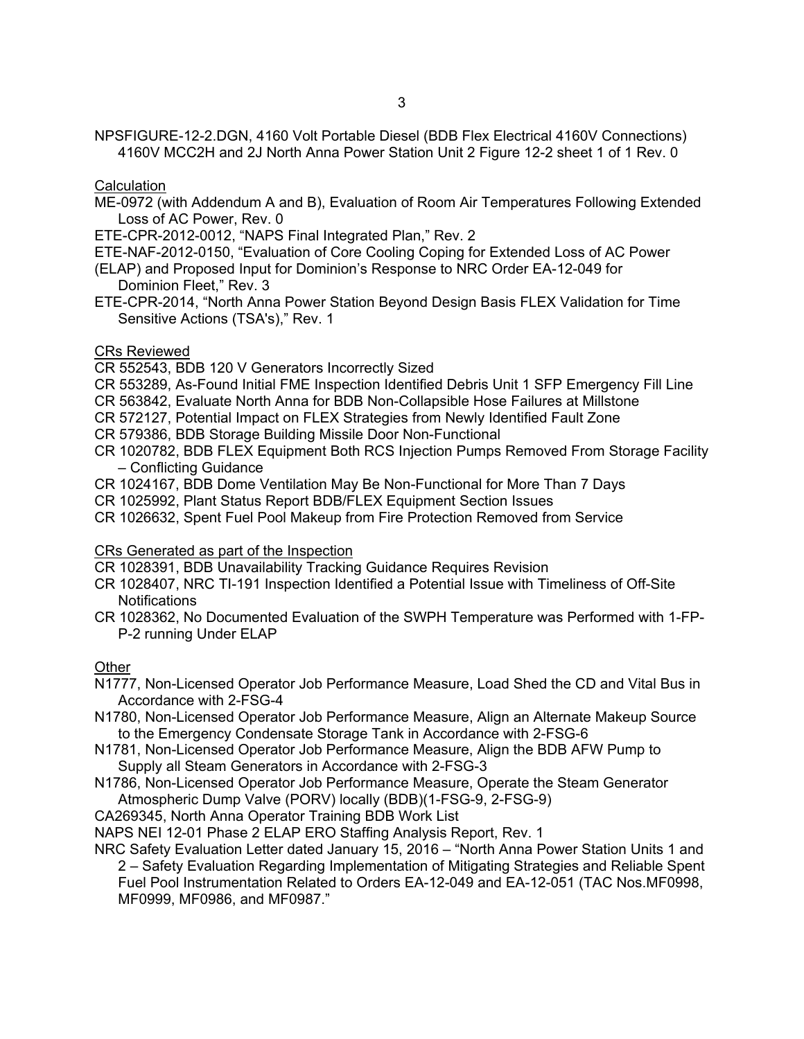NPSFIGURE-12-2.DGN, 4160 Volt Portable Diesel (BDB Flex Electrical 4160V Connections) 4160V MCC2H and 2J North Anna Power Station Unit 2 Figure 12-2 sheet 1 of 1 Rev. 0

Calculation

ME-0972 (with Addendum A and B), Evaluation of Room Air Temperatures Following Extended Loss of AC Power, Rev. 0

ETE-CPR-2012-0012, "NAPS Final Integrated Plan," Rev. 2

ETE-NAF-2012-0150, "Evaluation of Core Cooling Coping for Extended Loss of AC Power (ELAP) and Proposed Input for Dominion's Response to NRC Order EA-12-049 for Dominion Fleet," Rev. 3

ETE-CPR-2014, "North Anna Power Station Beyond Design Basis FLEX Validation for Time Sensitive Actions (TSA's)," Rev. 1

CRs Reviewed

CR 552543, BDB 120 V Generators Incorrectly Sized

CR 553289, As-Found Initial FME Inspection Identified Debris Unit 1 SFP Emergency Fill Line

CR 563842, Evaluate North Anna for BDB Non-Collapsible Hose Failures at Millstone

CR 572127, Potential Impact on FLEX Strategies from Newly Identified Fault Zone

CR 579386, BDB Storage Building Missile Door Non-Functional

CR 1020782, BDB FLEX Equipment Both RCS Injection Pumps Removed From Storage Facility – Conflicting Guidance

CR 1024167, BDB Dome Ventilation May Be Non-Functional for More Than 7 Days

CR 1025992, Plant Status Report BDB/FLEX Equipment Section Issues

CR 1026632, Spent Fuel Pool Makeup from Fire Protection Removed from Service

CRs Generated as part of the Inspection

CR 1028391, BDB Unavailability Tracking Guidance Requires Revision

CR 1028407, NRC TI-191 Inspection Identified a Potential Issue with Timeliness of Off-Site Notifications

CR 1028362, No Documented Evaluation of the SWPH Temperature was Performed with 1-FP-P-2 running Under ELAP

Other

N1777, Non-Licensed Operator Job Performance Measure, Load Shed the CD and Vital Bus in Accordance with 2-FSG-4

N1780, Non-Licensed Operator Job Performance Measure, Align an Alternate Makeup Source to the Emergency Condensate Storage Tank in Accordance with 2-FSG-6

N1781, Non-Licensed Operator Job Performance Measure, Align the BDB AFW Pump to Supply all Steam Generators in Accordance with 2-FSG-3

N1786, Non-Licensed Operator Job Performance Measure, Operate the Steam Generator Atmospheric Dump Valve (PORV) locally (BDB)(1-FSG-9, 2-FSG-9)

CA269345, North Anna Operator Training BDB Work List

NAPS NEI 12-01 Phase 2 ELAP ERO Staffing Analysis Report, Rev. 1

NRC Safety Evaluation Letter dated January 15, 2016 – "North Anna Power Station Units 1 and 2 – Safety Evaluation Regarding Implementation of Mitigating Strategies and Reliable Spent Fuel Pool Instrumentation Related to Orders EA-12-049 and EA-12-051 (TAC Nos.MF0998, MF0999, MF0986, and MF0987."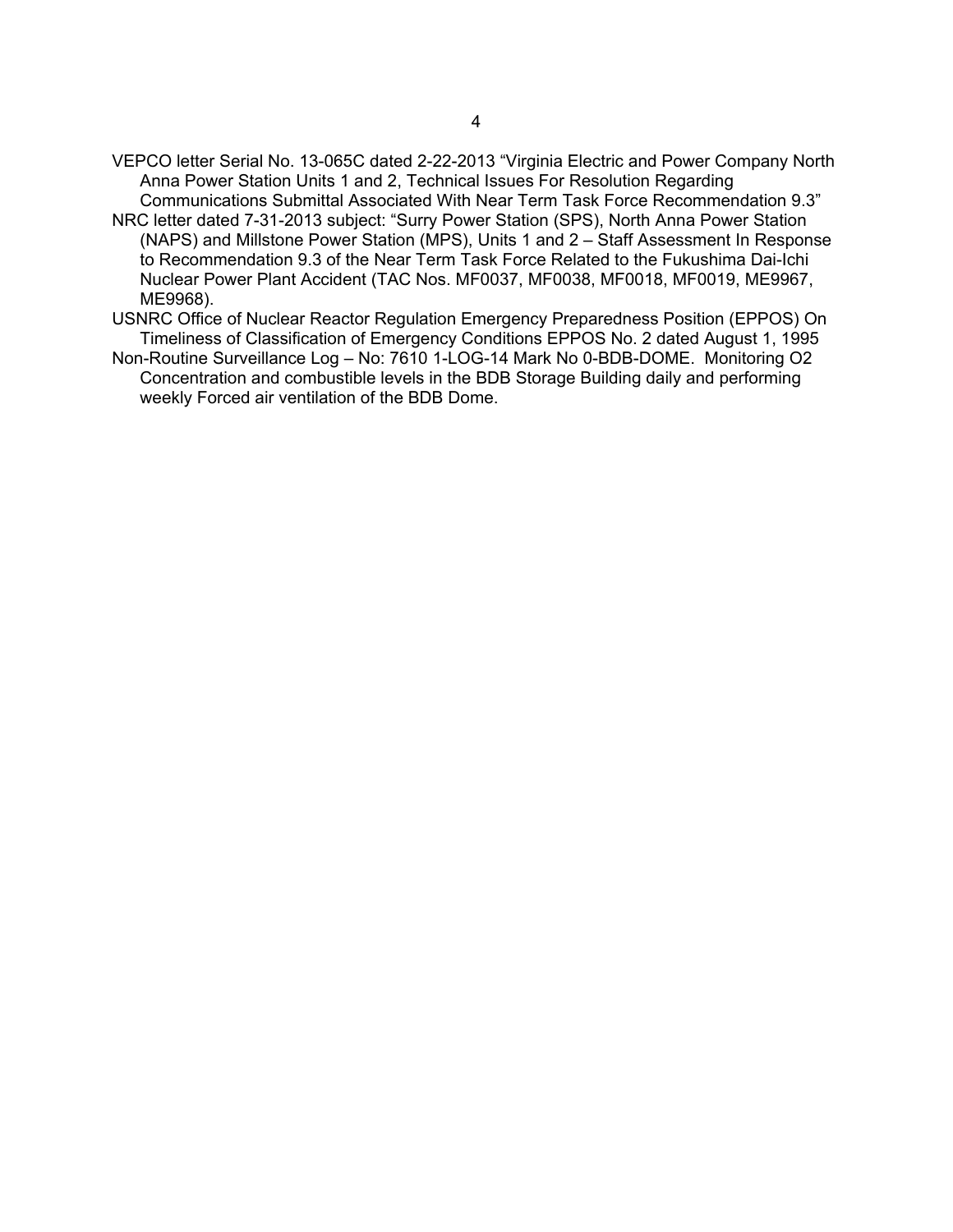VEPCO letter Serial No. 13-065C dated 2-22-2013 "Virginia Electric and Power Company North Anna Power Station Units 1 and 2, Technical Issues For Resolution Regarding Communications Submittal Associated With Near Term Task Force Recommendation 9.3"

NRC letter dated 7-31-2013 subject: "Surry Power Station (SPS), North Anna Power Station (NAPS) and Millstone Power Station (MPS), Units 1 and 2 – Staff Assessment In Response to Recommendation 9.3 of the Near Term Task Force Related to the Fukushima Dai-Ichi Nuclear Power Plant Accident (TAC Nos. MF0037, MF0038, MF0018, MF0019, ME9967, ME9968).

USNRC Office of Nuclear Reactor Regulation Emergency Preparedness Position (EPPOS) On Timeliness of Classification of Emergency Conditions EPPOS No. 2 dated August 1, 1995

Non-Routine Surveillance Log – No: 7610 1-LOG-14 Mark No 0-BDB-DOME. Monitoring O2 Concentration and combustible levels in the BDB Storage Building daily and performing weekly Forced air ventilation of the BDB Dome.